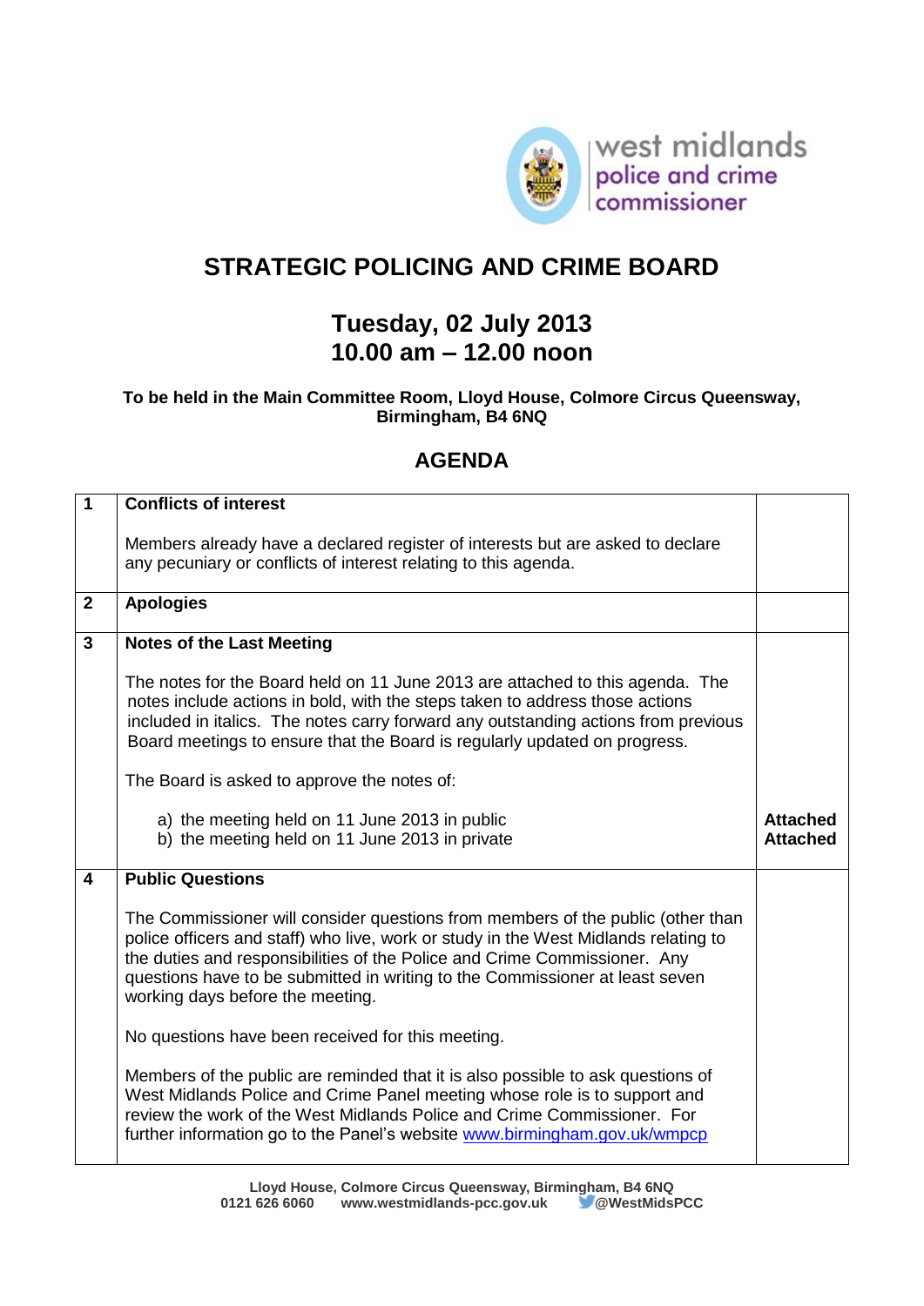west midlands police and crime commissioner

# STRATEGIC POLICING AND CRIME BOARD

## Tuesday, 02 July 2013
## 10.00 am – 12.00 noon

**To be held in the Main Committee Room, Lloyd House, Colmore Circus Queensway, Birmingham, B4 6NQ**

## AGENDA

| | | |
|---|---|---|
| **1** | **Conflicts of interest**<br><br>Members already have a declared register of interests but are asked to declare any pecuniary or conflicts of interest relating to this agenda. | |
| **2** | **Apologies** | |
| **3** | **Notes of the Last Meeting**<br><br>The notes for the Board held on 11 June 2013 are attached to this agenda. The notes include actions in bold, with the steps taken to address those actions included in italics. The notes carry forward any outstanding actions from previous Board meetings to ensure that the Board is regularly updated on progress.<br><br>The Board is asked to approve the notes of:<br><br>a) the meeting held on 11 June 2013 in public<br>b) the meeting held on 11 June 2013 in private | <br><br><br><br><br><br><br><br>**Attached**<br>**Attached** |
| **4** | **Public Questions**<br><br>The Commissioner will consider questions from members of the public (other than police officers and staff) who live, work or study in the West Midlands relating to the duties and responsibilities of the Police and Crime Commissioner. Any questions have to be submitted in writing to the Commissioner at least seven working days before the meeting.<br><br>No questions have been received for this meeting.<br><br>Members of the public are reminded that it is also possible to ask questions of West Midlands Police and Crime Panel meeting whose role is to support and review the work of the West Midlands Police and Crime Commissioner. For further information go to the Panel's website www.birmingham.gov.uk/wmpcp | |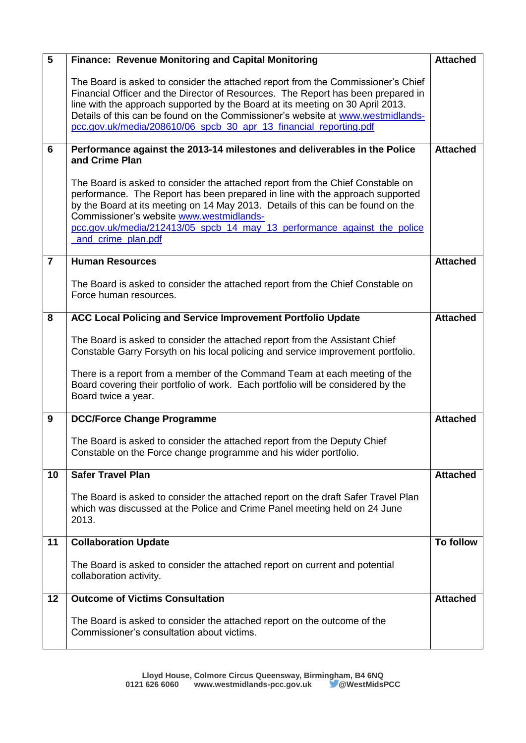| | | |
|---|---|---|
| **5** | **Finance: Revenue Monitoring and Capital Monitoring**<br><br>The Board is asked to consider the attached report from the Commissioner's Chief Financial Officer and the Director of Resources. The Report has been prepared in line with the approach supported by the Board at its meeting on 30 April 2013. Details of this can be found on the Commissioner's website at www.westmidlands-pcc.gov.uk/media/208610/06_spcb_30_apr_13_financial_reporting.pdf | **Attached** |
| **6** | **Performance against the 2013-14 milestones and deliverables in the Police and Crime Plan**<br><br>The Board is asked to consider the attached report from the Chief Constable on performance. The Report has been prepared in line with the approach supported by the Board at its meeting on 14 May 2013. Details of this can be found on the Commissioner's website www.westmidlands-pcc.gov.uk/media/212413/05_spcb_14_may_13_performance_against_the_police_and_crime_plan.pdf | **Attached** |
| **7** | **Human Resources**<br><br>The Board is asked to consider the attached report from the Chief Constable on Force human resources. | **Attached** |
| **8** | **ACC Local Policing and Service Improvement Portfolio Update**<br><br>The Board is asked to consider the attached report from the Assistant Chief Constable Garry Forsyth on his local policing and service improvement portfolio.<br><br>There is a report from a member of the Command Team at each meeting of the Board covering their portfolio of work. Each portfolio will be considered by the Board twice a year. | **Attached** |
| **9** | **DCC/Force Change Programme**<br><br>The Board is asked to consider the attached report from the Deputy Chief Constable on the Force change programme and his wider portfolio. | **Attached** |
| **10** | **Safer Travel Plan**<br><br>The Board is asked to consider the attached report on the draft Safer Travel Plan which was discussed at the Police and Crime Panel meeting held on 24 June 2013. | **Attached** |
| **11** | **Collaboration Update**<br><br>The Board is asked to consider the attached report on current and potential collaboration activity. | **To follow** |
| **12** | **Outcome of Victims Consultation**<br><br>The Board is asked to consider the attached report on the outcome of the Commissioner's consultation about victims. | **Attached** |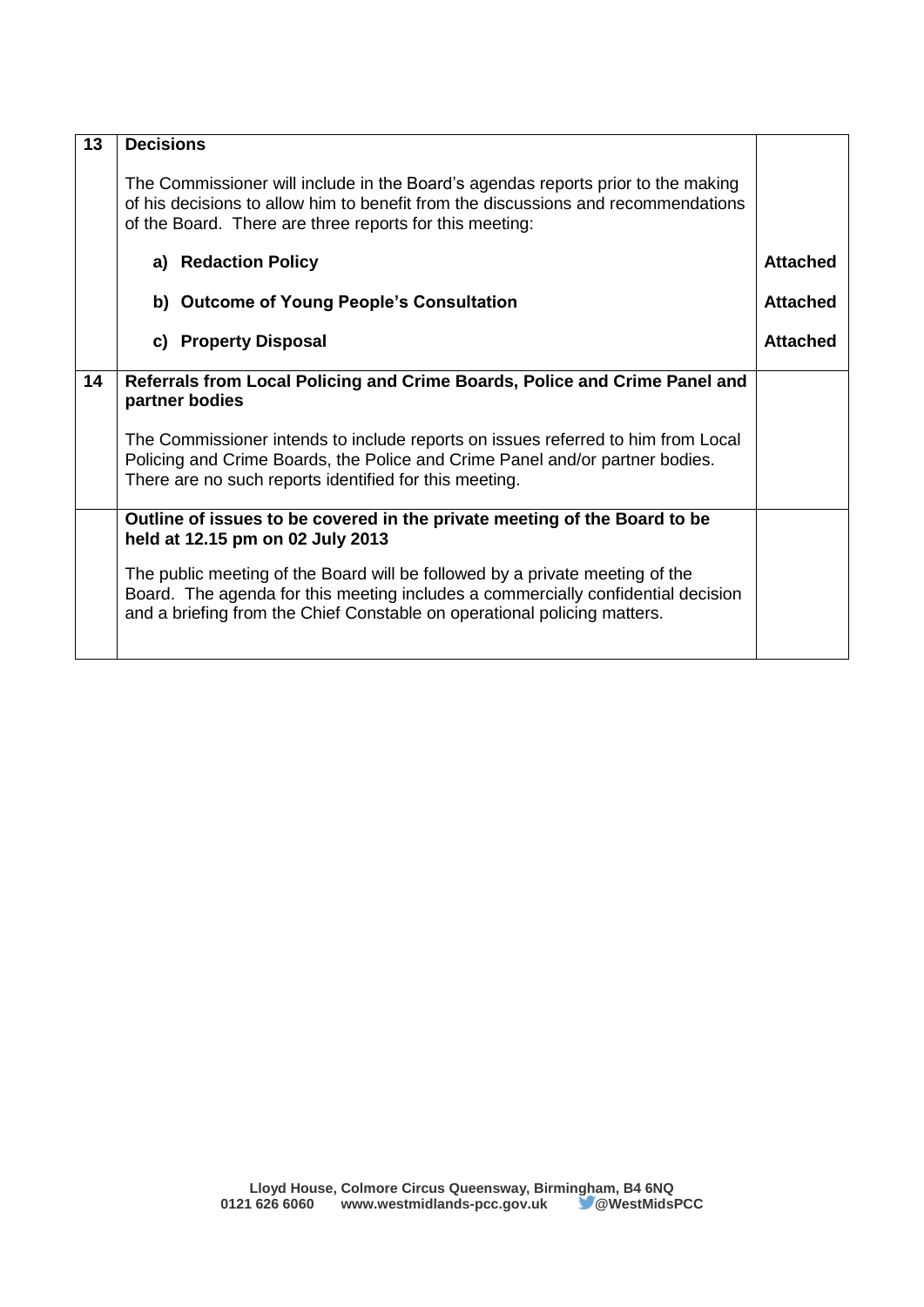| | | |
|---|---|---|
| **13** | **Decisions**<br><br>The Commissioner will include in the Board's agendas reports prior to the making of his decisions to allow him to benefit from the discussions and recommendations of the Board. There are three reports for this meeting: | |
| | **a) Redaction Policy** | **Attached** |
| | **b) Outcome of Young People's Consultation** | **Attached** |
| | **c) Property Disposal** | **Attached** |
| **14** | **Referrals from Local Policing and Crime Boards, Police and Crime Panel and partner bodies**<br><br>The Commissioner intends to include reports on issues referred to him from Local Policing and Crime Boards, the Police and Crime Panel and/or partner bodies. There are no such reports identified for this meeting. | |
| | **Outline of issues to be covered in the private meeting of the Board to be held at 12.15 pm on 02 July 2013**<br><br>The public meeting of the Board will be followed by a private meeting of the Board. The agenda for this meeting includes a commercially confidential decision and a briefing from the Chief Constable on operational policing matters. | |

**Lloyd House, Colmore Circus Queensway, Birmingham, B4 6NQ**
**0121 626 6060 www.westmidlands-pcc.gov.uk @WestMidsPCC**